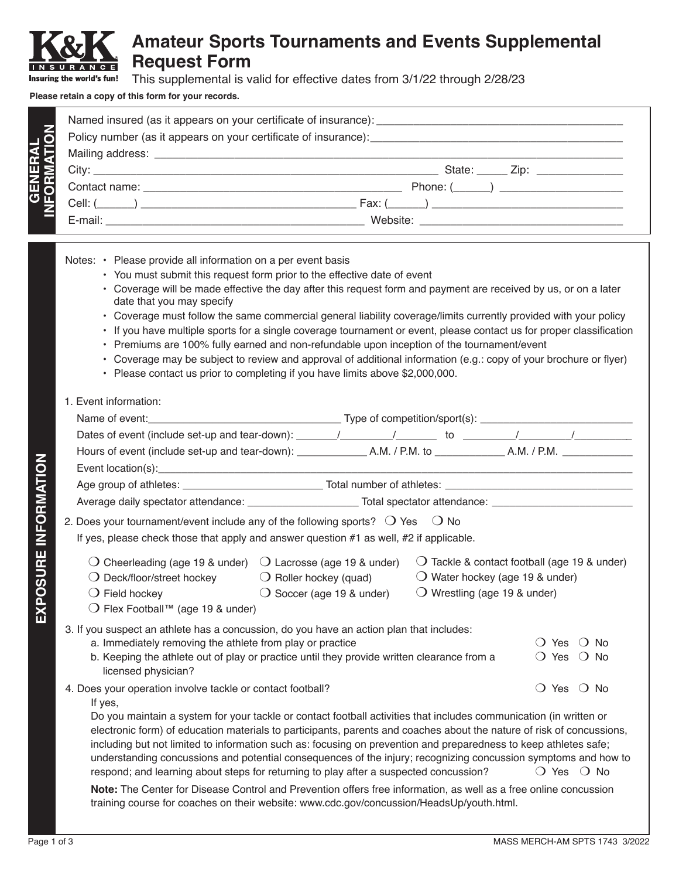# Amateur Sports Tournaments and Events Supplemental Request Form

This supplemental is valid for effective dates from 3/1/22 through 2/28/23

**Please retain a copy of this form for your records.**

## GENERAL INFORMATION

Named insured (as it appears on your certificate of insurance): ______________________________

Policy number (as it appears on your certificate of insurance): ______________________________

Mailing address: ______________________________

City: ______________________________ State: _____ Zip: ______________

Contact name: ______________________________ Phone: (______) ____________________

Cell: (______) ______________________________ Fax: (______) ______________________________

E-mail: ______________________________ Website: ______________________________

## EXPOSURE INFORMATION

Notes:
- Please provide all information on a per event basis
- You must submit this request form prior to the effective date of event
- Coverage will be made effective the day after this request form and payment are received by us, or on a later date that you may specify
- Coverage must follow the same commercial general liability coverage/limits currently provided with your policy
- If you have multiple sports for a single coverage tournament or event, please contact us for proper classification
- Premiums are 100% fully earned and non-refundable upon inception of the tournament/event
- Coverage may be subject to review and approval of additional information (e.g.: copy of your brochure or flyer)
- Please contact us prior to completing if you have limits above $2,000,000.

1. Event information:

   Name of event: ______________________________ Type of competition/sport(s): ______________________________

   Dates of event (include set-up and tear-down): _______/_________/_______ to _________/_________/__________

   Hours of event (include set-up and tear-down): ____________ A.M. / P.M. to ____________ A.M. / P.M. ____________

   Event location(s): ______________________________

   Age group of athletes: ________________________ Total number of athletes: ______________________________

   Average daily spectator attendance: ___________________ Total spectator attendance: ________________________

2. Does your tournament/event include any of the following sports? ❍ Yes ❍ No

   If yes, please check those that apply and answer question #1 as well, #2 if applicable.

   ❍ Cheerleading (age 19 & under)
   ❍ Deck/floor/street hockey
   ❍ Field hockey
   ❍ Flex Football™ (age 19 & under)
   ❍ Lacrosse (age 19 & under)
   ❍ Roller hockey (quad)
   ❍ Soccer (age 19 & under)
   ❍ Tackle & contact football (age 19 & under)
   ❍ Water hockey (age 19 & under)
   ❍ Wrestling (age 19 & under)

3. If you suspect an athlete has a concussion, do you have an action plan that includes:

   a. Immediately removing the athlete from play or practice ❍ Yes ❍ No

   b. Keeping the athlete out of play or practice until they provide written clearance from a licensed physician? ❍ Yes ❍ No

4. Does your operation involve tackle or contact football? ❍ Yes ❍ No

   If yes,

   Do you maintain a system for your tackle or contact football activities that includes communication (in written or electronic form) of education materials to participants, parents and coaches about the nature of risk of concussions, including but not limited to information such as: focusing on prevention and preparedness to keep athletes safe; understanding concussions and potential consequences of the injury; recognizing concussion symptoms and how to respond; and learning about steps for returning to play after a suspected concussion? ❍ Yes ❍ No

   **Note:** The Center for Disease Control and Prevention offers free information, as well as a free online concussion training course for coaches on their website: www.cdc.gov/concussion/HeadsUp/youth.html.

MASS MERCH-AM SPTS 1743 3/2022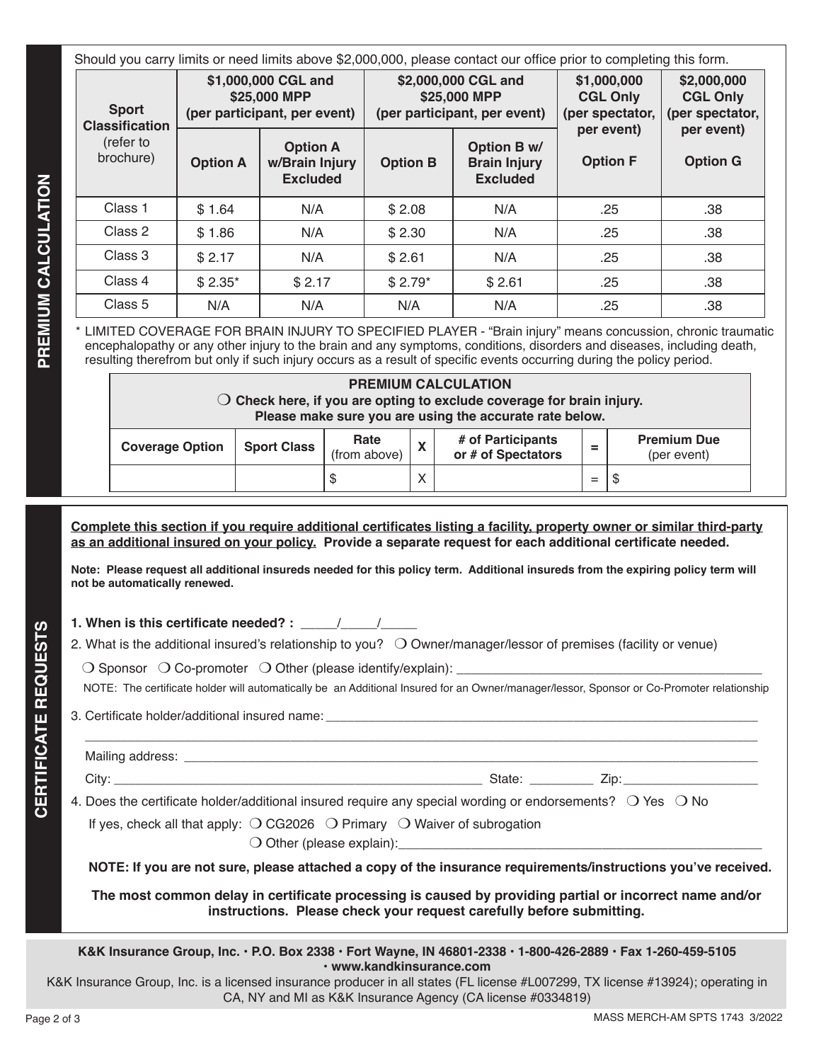## PREMIUM CALCULATION

Should you carry limits or need limits above $2,000,000, please contact our office prior to completing this form.

| Sport Classification (refer to brochure) | $1,000,000 CGL and $25,000 MPP (per participant, per event) | | $2,000,000 CGL and $25,000 MPP (per participant, per event) | | $1,000,000 CGL Only (per spectator, per event) | $2,000,000 CGL Only (per spectator, per event) |
|---|---|---|---|---|---|---|
| | **Option A** | **Option A w/Brain Injury Excluded** | **Option B** | **Option B w/ Brain Injury Excluded** | **Option F** | **Option G** |
| Class 1 | $ 1.64 | N/A | $ 2.08 | N/A | .25 | .38 |
| Class 2 | $ 1.86 | N/A | $ 2.30 | N/A | .25 | .38 |
| Class 3 | $ 2.17 | N/A | $ 2.61 | N/A | .25 | .38 |
| Class 4 | $ 2.35* | $ 2.17 | $ 2.79* | $ 2.61 | .25 | .38 |
| Class 5 | N/A | N/A | N/A | N/A | .25 | .38 |

* LIMITED COVERAGE FOR BRAIN INJURY TO SPECIFIED PLAYER - "Brain injury" means concussion, chronic traumatic encephalopathy or any other injury to the brain and any symptoms, conditions, disorders and diseases, including death, resulting therefrom but only if such injury occurs as a result of specific events occurring during the policy period.

**PREMIUM CALCULATION**

**❍ Check here, if you are opting to exclude coverage for brain injury. Please make sure you are using the accurate rate below.**

| Coverage Option | Sport Class | Rate (from above) | X | # of Participants or # of Spectators | = | Premium Due (per event) |
|---|---|---|---|---|---|---|
| | | $ | X | | = | $ |

## CERTIFICATE REQUESTS

**Complete this section if you require additional certificates listing a facility, property owner or similar third-party as an additional insured on your policy. Provide a separate request for each additional certificate needed.**

**Note: Please request all additional insureds needed for this policy term. Additional insureds from the expiring policy term will not be automatically renewed.**

**1. When is this certificate needed? :** _____/_____/_____

2. What is the additional insured's relationship to you? ❍ Owner/manager/lessor of premises (facility or venue)

❍ Sponsor ❍ Co-promoter ❍ Other (please identify/explain): ________________________________

NOTE: The certificate holder will automatically be an Additional Insured for an Owner/manager/lessor, Sponsor or Co-Promoter relationship

3. Certificate holder/additional insured name: ________________________________

________________________________________________________________

Mailing address: ________________________________

City: ________________________________ State: _________ Zip: ________________

4. Does the certificate holder/additional insured require any special wording or endorsements? ❍ Yes ❍ No

If yes, check all that apply: ❍ CG2026 ❍ Primary ❍ Waiver of subrogation

❍ Other (please explain): ________________________________

**NOTE: If you are not sure, please attached a copy of the insurance requirements/instructions you've received.**

**The most common delay in certificate processing is caused by providing partial or incorrect name and/or instructions. Please check your request carefully before submitting.**

**K&K Insurance Group, Inc. · P.O. Box 2338 · Fort Wayne, IN 46801-2338 · 1-800-426-2889 · Fax 1-260-459-5105 · www.kandkinsurance.com**

K&K Insurance Group, Inc. is a licensed insurance producer in all states (FL license #L007299, TX license #13924); operating in CA, NY and MI as K&K Insurance Agency (CA license #0334819)

MASS MERCH-AM SPTS 1743 3/2022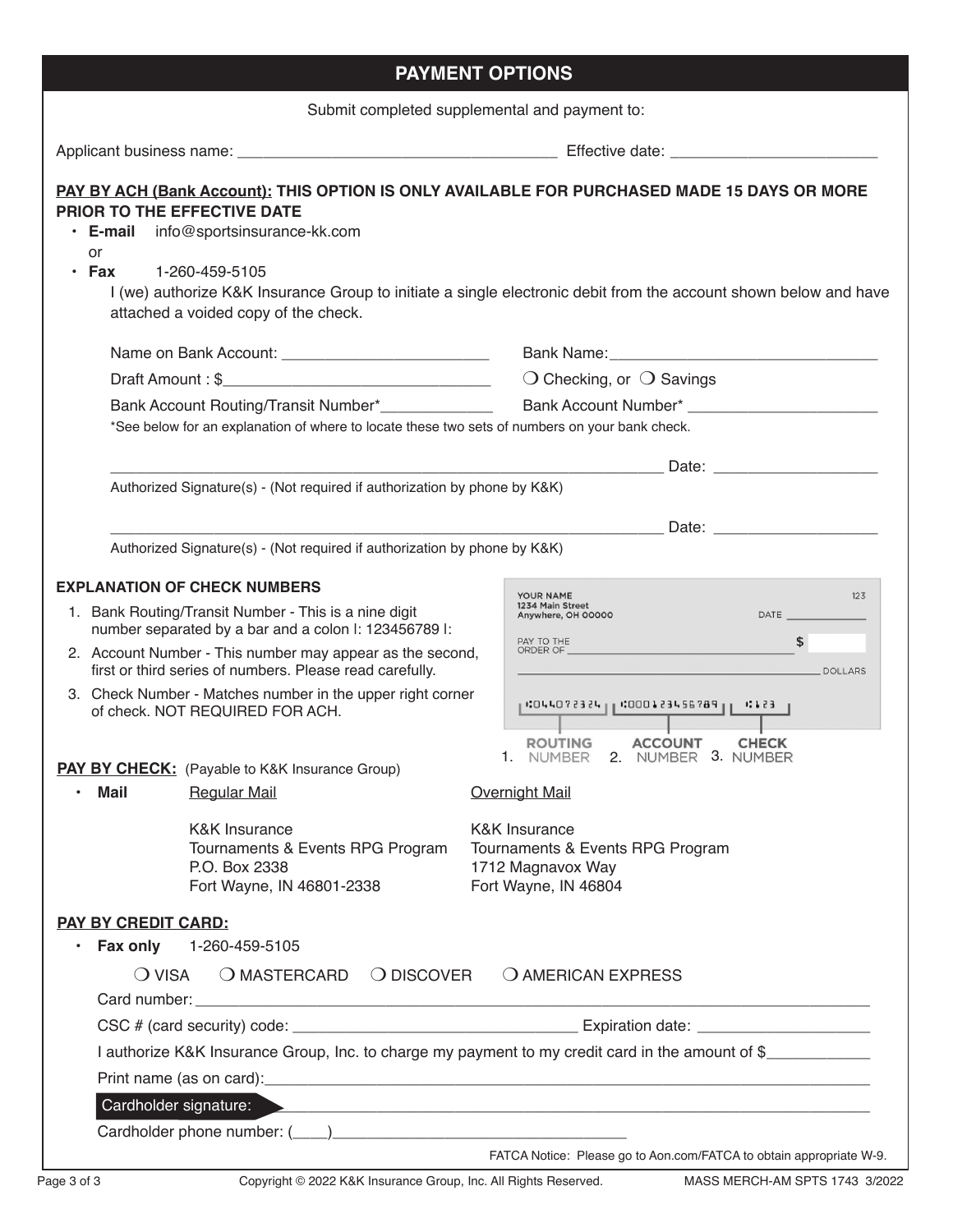## PAYMENT OPTIONS

Submit completed supplemental and payment to:

Applicant business name: ______________________________________ Effective date: ________________________

**PAY BY ACH (Bank Account): THIS OPTION IS ONLY AVAILABLE FOR PURCHASED MADE 15 DAYS OR MORE PRIOR TO THE EFFECTIVE DATE**

- **E-mail** info@sportsinsurance-kk.com
  or
- **Fax** 1-260-459-5105

  I (we) authorize K&K Insurance Group to initiate a single electronic debit from the account shown below and have attached a voided copy of the check.

  Name on Bank Account: ________________________ Bank Name: _________________________________

  Draft Amount : $________________________________ ❍ Checking, or ❍ Savings

  Bank Account Routing/Transit Number*_____________ Bank Account Number* ______________________

  *See below for an explanation of where to locate these two sets of numbers on your bank check.

  _________________________________________________________________ Date: ___________________

  Authorized Signature(s) - (Not required if authorization by phone by K&K)

  _________________________________________________________________ Date: ___________________

  Authorized Signature(s) - (Not required if authorization by phone by K&K)

**EXPLANATION OF CHECK NUMBERS**

1. Bank Routing/Transit Number - This is a nine digit number separated by a bar and a colon |: 123456789 |:
2. Account Number - This number may appear as the second, first or third series of numbers. Please read carefully.
3. Check Number - Matches number in the upper right corner of check. NOT REQUIRED FOR ACH.

YOUR NAME
1234 Main Street
Anywhere, OH 00000
123
DATE
PAY TO THE ORDER OF
$
DOLLARS
1. ROUTING NUMBER 2. ACCOUNT NUMBER 3. CHECK NUMBER

**PAY BY CHECK:** (Payable to K&K Insurance Group)

- **Mail**

| Regular Mail | Overnight Mail |
|---|---|
| K&K Insurance | K&K Insurance |
| Tournaments & Events RPG Program | Tournaments & Events RPG Program |
| P.O. Box 2338 | 1712 Magnavox Way |
| Fort Wayne, IN 46801-2338 | Fort Wayne, IN 46804 |

**PAY BY CREDIT CARD:**

- **Fax only** 1-260-459-5105

  ❍ VISA ❍ MASTERCARD ❍ DISCOVER ❍ AMERICAN EXPRESS

  Card number: ______________________________________________________________________________

  CSC # (card security) code: _________________________________ Expiration date: ____________________

  I authorize K&K Insurance Group, Inc. to charge my payment to my credit card in the amount of $____________

  Print name (as on card):_____________________________________________________________________

  Cardholder signature: ______________________________________________________________________

  Cardholder phone number: (____)___________________________________

FATCA Notice: Please go to Aon.com/FATCA to obtain appropriate W-9.

Copyright © 2022 K&K Insurance Group, Inc. All Rights Reserved. MASS MERCH-AM SPTS 1743 3/2022